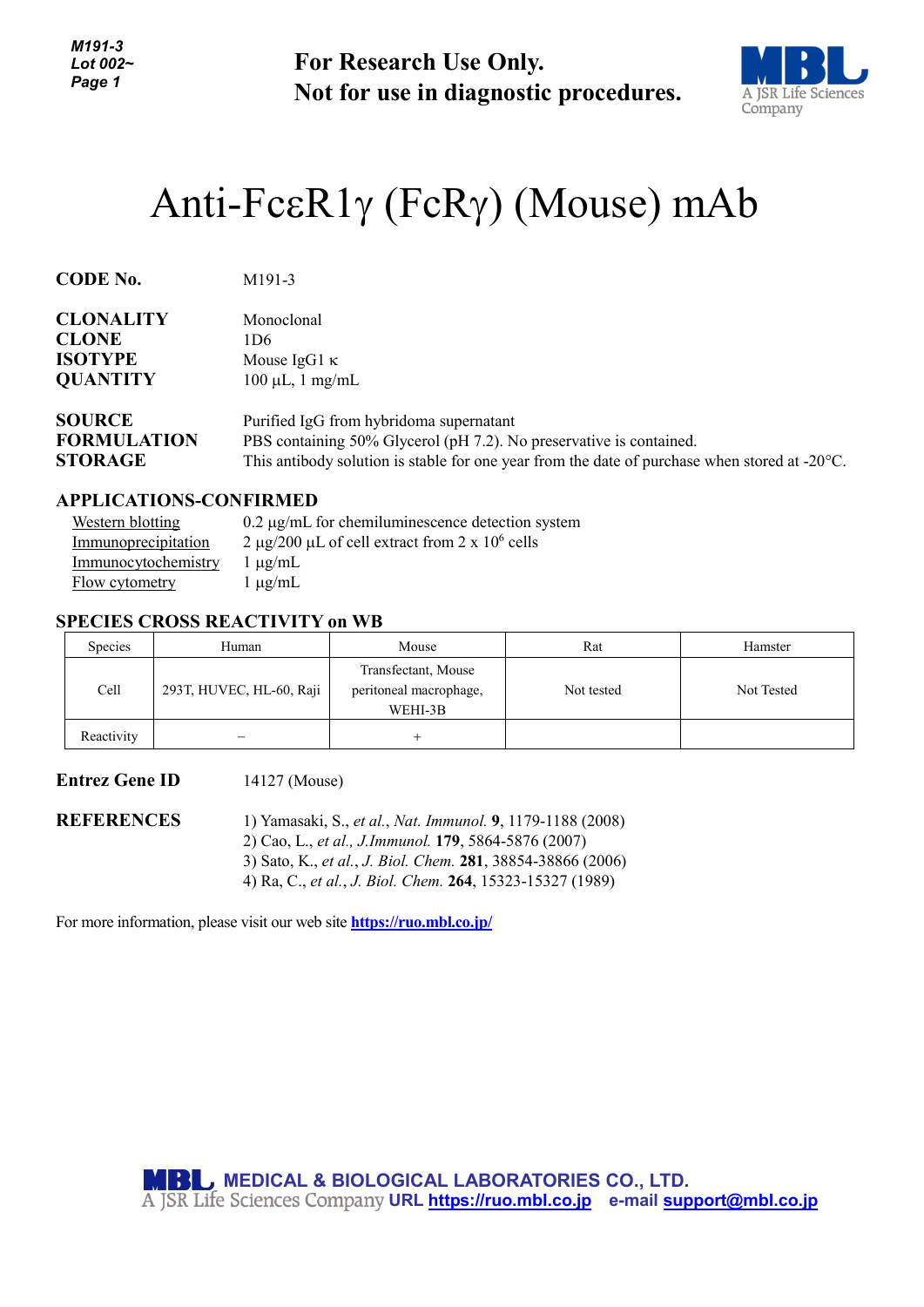For Research Use Only.
Not for use in diagnostic procedures.

# Anti-FcεR1γ (FcRγ) (Mouse) mAb

**CODE No.** M191-3

**CLONALITY** Monoclonal
**CLONE** 1D6
**ISOTYPE** Mouse IgG1 κ
**QUANTITY** 100 µL, 1 mg/mL

**SOURCE** Purified IgG from hybridoma supernatant
**FORMULATION** PBS containing 50% Glycerol (pH 7.2). No preservative is contained.
**STORAGE** This antibody solution is stable for one year from the date of purchase when stored at -20°C.

## APPLICATIONS-CONFIRMED

Western blotting 0.2 µg/mL for chemiluminescence detection system
Immunoprecipitation 2 µg/200 µL of cell extract from 2 x $10^6$ cells
Immunocytochemistry 1 µg/mL
Flow cytometry 1 µg/mL

## SPECIES CROSS REACTIVITY on WB

| Species | Human | Mouse | Rat | Hamster |
|---|---|---|---|---|
| Cell | 293T, HUVEC, HL-60, Raji | Transfectant, Mouse peritoneal macrophage, WEHI-3B | Not tested | Not Tested |
| Reactivity | − | + | | |

**Entrez Gene ID** 14127 (Mouse)

**REFERENCES**
1) Yamasaki, S., *et al.*, *Nat. Immunol.* **9**, 1179-1188 (2008)
2) Cao, L., *et al., J.Immunol.* **179**, 5864-5876 (2007)
3) Sato, K., *et al.*, *J. Biol. Chem.* **281**, 38854-38866 (2006)
4) Ra, C., *et al.*, *J. Biol. Chem.* **264**, 15323-15327 (1989)

For more information, please visit our web site **https://ruo.mbl.co.jp/**

MEDICAL & BIOLOGICAL LABORATORIES CO., LTD.
A JSR Life Sciences Company URL https://ruo.mbl.co.jp e-mail support@mbl.co.jp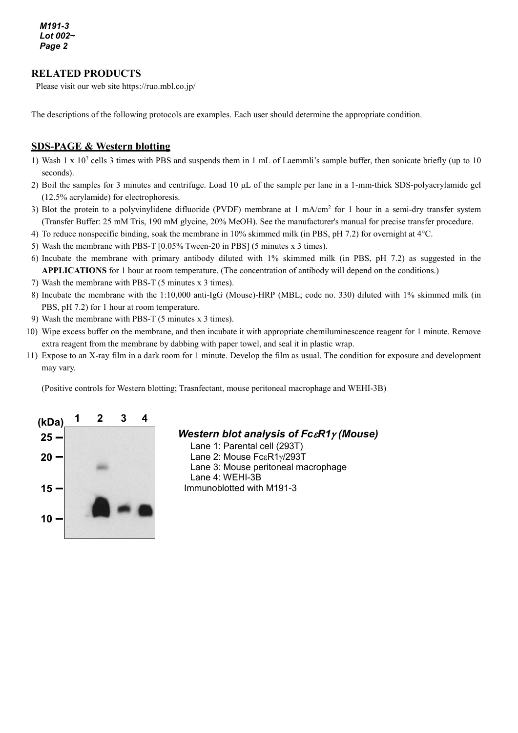## RELATED PRODUCTS

Please visit our web site https://ruo.mbl.co.jp/

The descriptions of the following protocols are examples. Each user should determine the appropriate condition.

## SDS-PAGE & Western blotting

1) Wash 1 x $10^7$ cells 3 times with PBS and suspends them in 1 mL of Laemmli's sample buffer, then sonicate briefly (up to 10 seconds).
2) Boil the samples for 3 minutes and centrifuge. Load 10 μL of the sample per lane in a 1-mm-thick SDS-polyacrylamide gel (12.5% acrylamide) for electrophoresis.
3) Blot the protein to a polyvinylidene difluoride (PVDF) membrane at 1 mA/$cm^2$ for 1 hour in a semi-dry transfer system (Transfer Buffer: 25 mM Tris, 190 mM glycine, 20% MeOH). See the manufacturer's manual for precise transfer procedure.
4) To reduce nonspecific binding, soak the membrane in 10% skimmed milk (in PBS, pH 7.2) for overnight at 4°C.
5) Wash the membrane with PBS-T [0.05% Tween-20 in PBS] (5 minutes x 3 times).
6) Incubate the membrane with primary antibody diluted with 1% skimmed milk (in PBS, pH 7.2) as suggested in the **APPLICATIONS** for 1 hour at room temperature. (The concentration of antibody will depend on the conditions.)
7) Wash the membrane with PBS-T (5 minutes x 3 times).
8) Incubate the membrane with the 1:10,000 anti-IgG (Mouse)-HRP (MBL; code no. 330) diluted with 1% skimmed milk (in PBS, pH 7.2) for 1 hour at room temperature.
9) Wash the membrane with PBS-T (5 minutes x 3 times).
10) Wipe excess buffer on the membrane, and then incubate it with appropriate chemiluminescence reagent for 1 minute. Remove extra reagent from the membrane by dabbing with paper towel, and seal it in plastic wrap.
11) Expose to an X-ray film in a dark room for 1 minute. Develop the film as usual. The condition for exposure and development may vary.

(Positive controls for Western blotting; Trasnfectant, mouse peritoneal macrophage and WEHI-3B)

(kDa) 1 2 3 4
25 –
20 –
15 –
10 –

***Western blot analysis of FcεR1γ (Mouse)***

Lane 1: Parental cell (293T)
Lane 2: Mouse FcεR1γ/293T
Lane 3: Mouse peritoneal macrophage
Lane 4: WEHI-3B
Immunoblotted with M191-3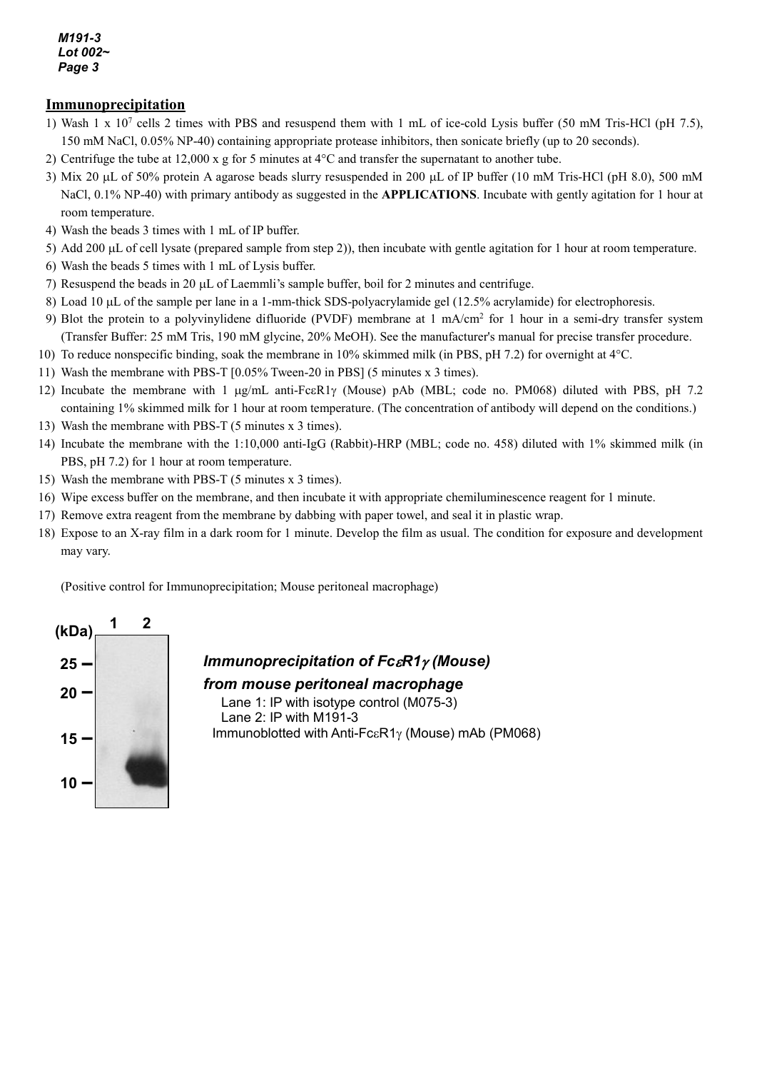## Immunoprecipitation

1) Wash 1 x $10^7$ cells 2 times with PBS and resuspend them with 1 mL of ice-cold Lysis buffer (50 mM Tris-HCl (pH 7.5), 150 mM NaCl, 0.05% NP-40) containing appropriate protease inhibitors, then sonicate briefly (up to 20 seconds).
2) Centrifuge the tube at 12,000 x g for 5 minutes at 4°C and transfer the supernatant to another tube.
3) Mix 20 µL of 50% protein A agarose beads slurry resuspended in 200 µL of IP buffer (10 mM Tris-HCl (pH 8.0), 500 mM NaCl, 0.1% NP-40) with primary antibody as suggested in the **APPLICATIONS**. Incubate with gently agitation for 1 hour at room temperature.
4) Wash the beads 3 times with 1 mL of IP buffer.
5) Add 200 µL of cell lysate (prepared sample from step 2)), then incubate with gentle agitation for 1 hour at room temperature.
6) Wash the beads 5 times with 1 mL of Lysis buffer.
7) Resuspend the beads in 20 µL of Laemmli's sample buffer, boil for 2 minutes and centrifuge.
8) Load 10 µL of the sample per lane in a 1-mm-thick SDS-polyacrylamide gel (12.5% acrylamide) for electrophoresis.
9) Blot the protein to a polyvinylidene difluoride (PVDF) membrane at 1 mA/cm$^2$ for 1 hour in a semi-dry transfer system (Transfer Buffer: 25 mM Tris, 190 mM glycine, 20% MeOH). See the manufacturer's manual for precise transfer procedure.
10) To reduce nonspecific binding, soak the membrane in 10% skimmed milk (in PBS, pH 7.2) for overnight at 4°C.
11) Wash the membrane with PBS-T [0.05% Tween-20 in PBS] (5 minutes x 3 times).
12) Incubate the membrane with 1 µg/mL anti-FcεR1γ (Mouse) pAb (MBL; code no. PM068) diluted with PBS, pH 7.2 containing 1% skimmed milk for 1 hour at room temperature. (The concentration of antibody will depend on the conditions.)
13) Wash the membrane with PBS-T (5 minutes x 3 times).
14) Incubate the membrane with the 1:10,000 anti-IgG (Rabbit)-HRP (MBL; code no. 458) diluted with 1% skimmed milk (in PBS, pH 7.2) for 1 hour at room temperature.
15) Wash the membrane with PBS-T (5 minutes x 3 times).
16) Wipe excess buffer on the membrane, and then incubate it with appropriate chemiluminescence reagent for 1 minute.
17) Remove extra reagent from the membrane by dabbing with paper towel, and seal it in plastic wrap.
18) Expose to an X-ray film in a dark room for 1 minute. Develop the film as usual. The condition for exposure and development may vary.

(Positive control for Immunoprecipitation; Mouse peritoneal macrophage)

***Immunoprecipitation of FcεR1γ (Mouse) from mouse peritoneal macrophage***

Lane 1: IP with isotype control (M075-3)
Lane 2: IP with M191-3
Immunoblotted with Anti-FcεR1γ (Mouse) mAb (PM068)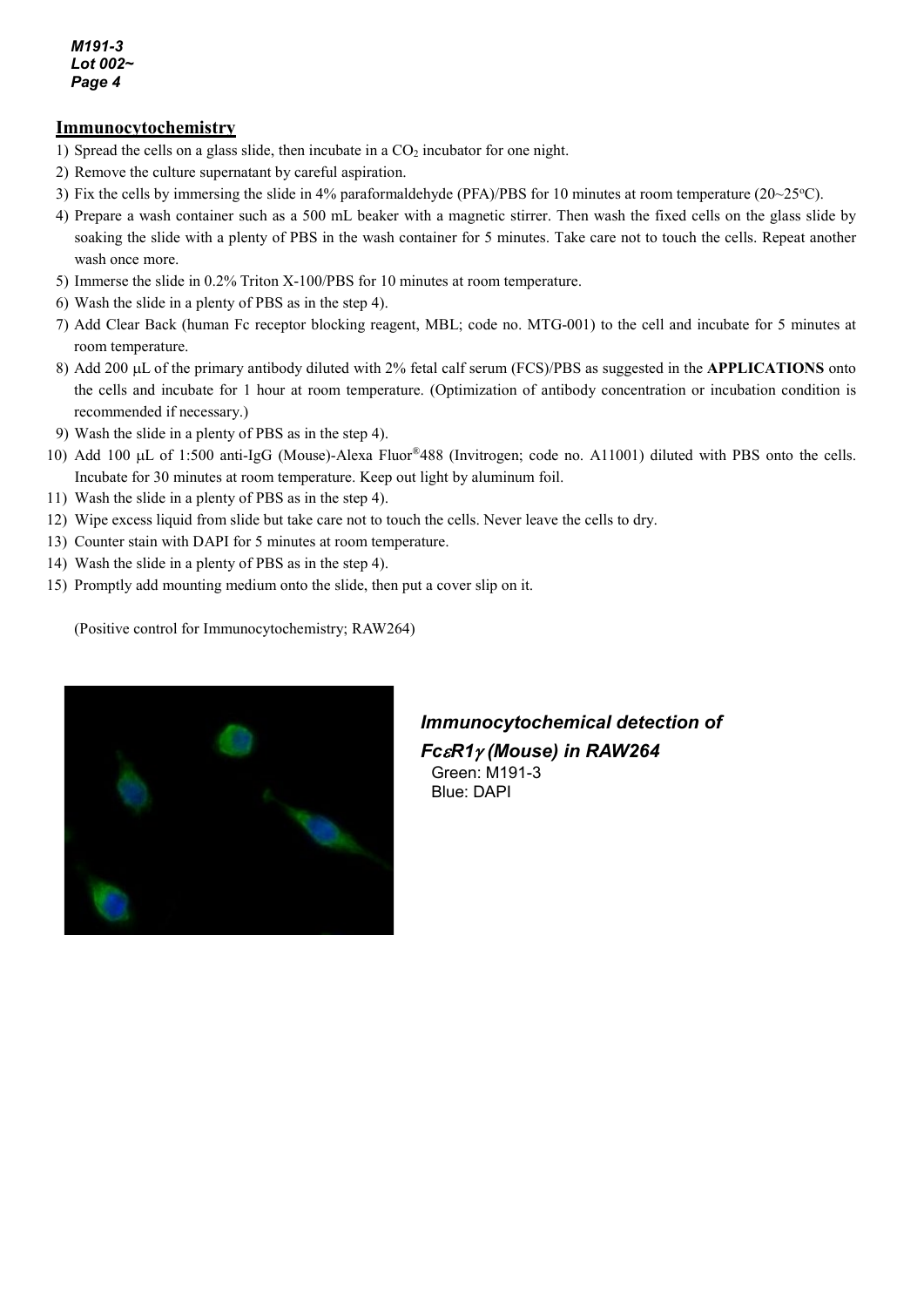## Immunocytochemistry

1) Spread the cells on a glass slide, then incubate in a $CO_2$ incubator for one night.
2) Remove the culture supernatant by careful aspiration.
3) Fix the cells by immersing the slide in 4% paraformaldehyde (PFA)/PBS for 10 minutes at room temperature (20~25°C).
4) Prepare a wash container such as a 500 mL beaker with a magnetic stirrer. Then wash the fixed cells on the glass slide by soaking the slide with a plenty of PBS in the wash container for 5 minutes. Take care not to touch the cells. Repeat another wash once more.
5) Immerse the slide in 0.2% Triton X-100/PBS for 10 minutes at room temperature.
6) Wash the slide in a plenty of PBS as in the step 4).
7) Add Clear Back (human Fc receptor blocking reagent, MBL; code no. MTG-001) to the cell and incubate for 5 minutes at room temperature.
8) Add 200 μL of the primary antibody diluted with 2% fetal calf serum (FCS)/PBS as suggested in the **APPLICATIONS** onto the cells and incubate for 1 hour at room temperature. (Optimization of antibody concentration or incubation condition is recommended if necessary.)
9) Wash the slide in a plenty of PBS as in the step 4).
10) Add 100 μL of 1:500 anti-IgG (Mouse)-Alexa Fluor®488 (Invitrogen; code no. A11001) diluted with PBS onto the cells. Incubate for 30 minutes at room temperature. Keep out light by aluminum foil.
11) Wash the slide in a plenty of PBS as in the step 4).
12) Wipe excess liquid from slide but take care not to touch the cells. Never leave the cells to dry.
13) Counter stain with DAPI for 5 minutes at room temperature.
14) Wash the slide in a plenty of PBS as in the step 4).
15) Promptly add mounting medium onto the slide, then put a cover slip on it.

(Positive control for Immunocytochemistry; RAW264)

***Immunocytochemical detection of FcεR1γ (Mouse) in RAW264***

Green: M191-3
Blue: DAPI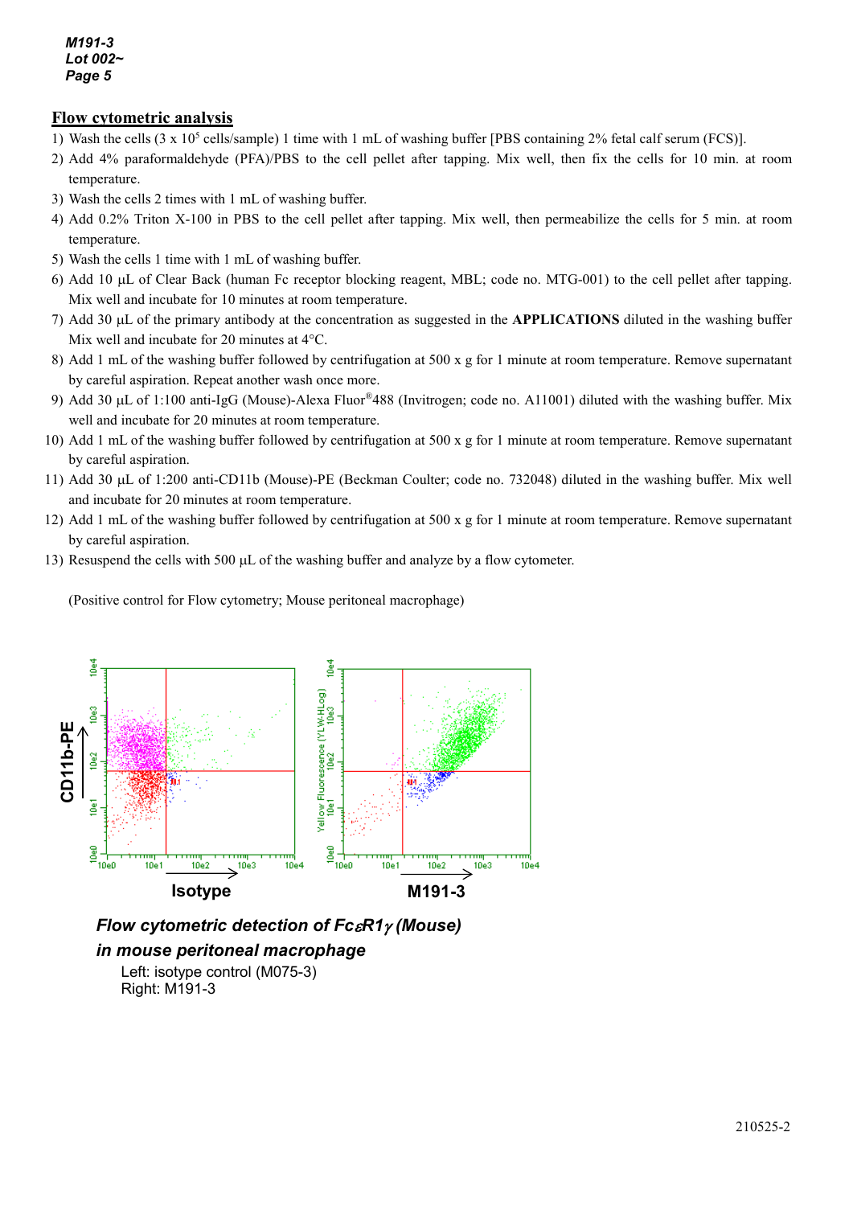## Flow cytometric analysis

1) Wash the cells ($3 \times 10^5$ cells/sample) 1 time with 1 mL of washing buffer [PBS containing 2% fetal calf serum (FCS)].
2) Add 4% paraformaldehyde (PFA)/PBS to the cell pellet after tapping. Mix well, then fix the cells for 10 min. at room temperature.
3) Wash the cells 2 times with 1 mL of washing buffer.
4) Add 0.2% Triton X-100 in PBS to the cell pellet after tapping. Mix well, then permeabilize the cells for 5 min. at room temperature.
5) Wash the cells 1 time with 1 mL of washing buffer.
6) Add 10 μL of Clear Back (human Fc receptor blocking reagent, MBL; code no. MTG-001) to the cell pellet after tapping. Mix well and incubate for 10 minutes at room temperature.
7) Add 30 μL of the primary antibody at the concentration as suggested in the **APPLICATIONS** diluted in the washing buffer Mix well and incubate for 20 minutes at 4°C.
8) Add 1 mL of the washing buffer followed by centrifugation at 500 x g for 1 minute at room temperature. Remove supernatant by careful aspiration. Repeat another wash once more.
9) Add 30 μL of 1:100 anti-IgG (Mouse)-Alexa Fluor®488 (Invitrogen; code no. A11001) diluted with the washing buffer. Mix well and incubate for 20 minutes at room temperature.
10) Add 1 mL of the washing buffer followed by centrifugation at 500 x g for 1 minute at room temperature. Remove supernatant by careful aspiration.
11) Add 30 μL of 1:200 anti-CD11b (Mouse)-PE (Beckman Coulter; code no. 732048) diluted in the washing buffer. Mix well and incubate for 20 minutes at room temperature.
12) Add 1 mL of the washing buffer followed by centrifugation at 500 x g for 1 minute at room temperature. Remove supernatant by careful aspiration.
13) Resuspend the cells with 500 μL of the washing buffer and analyze by a flow cytometer.

(Positive control for Flow cytometry; Mouse peritoneal macrophage)

CD11b-PE

Yellow Fluorescence (YLW-HLog)

10e0 10e1 10e2 10e3 10e4

Isotype

M191-3

***Flow cytometric detection of Fc$\varepsilon$R1$\gamma$ (Mouse) in mouse peritoneal macrophage***

Left: isotype control (M075-3)
Right: M191-3